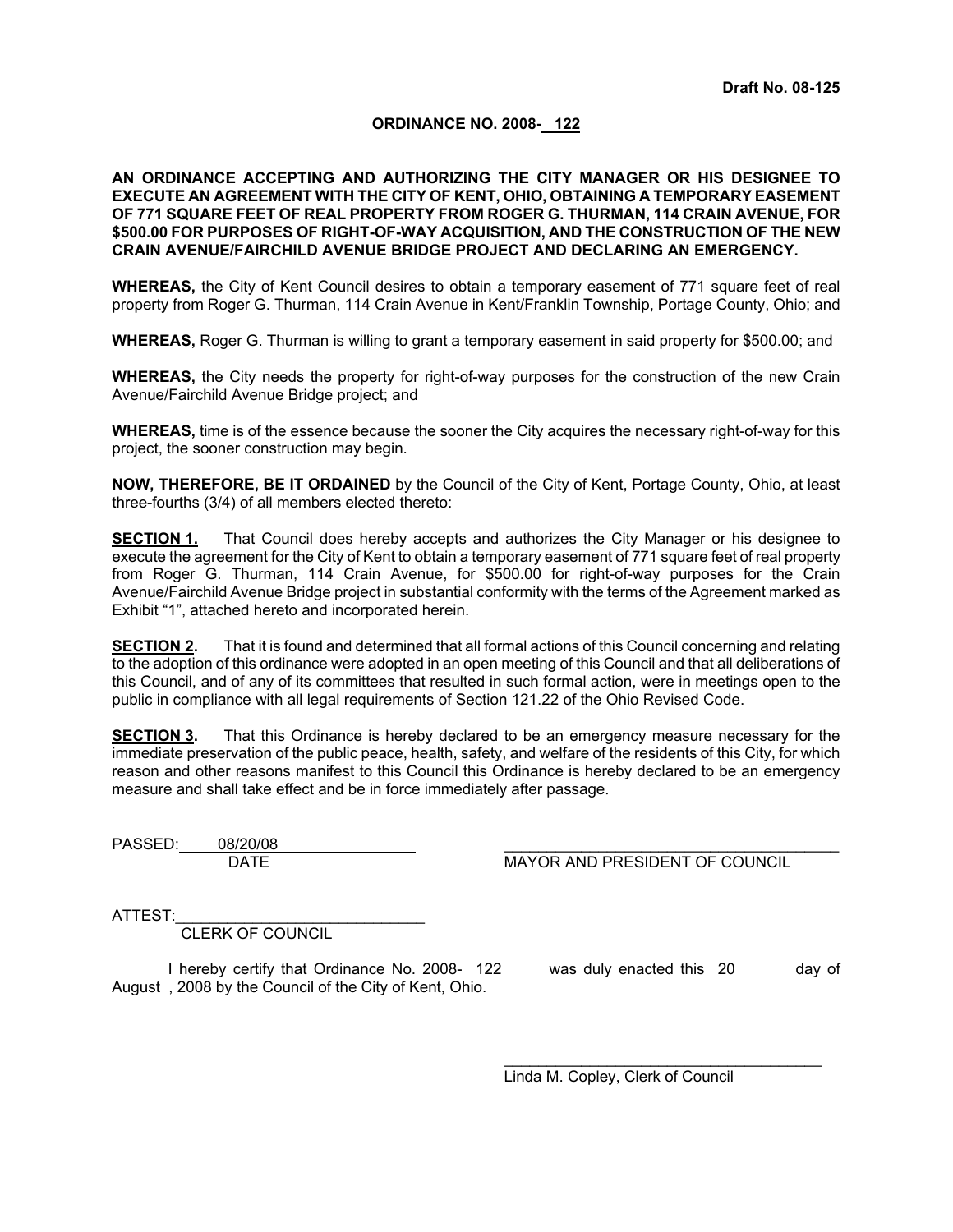Draft No. 08-125

**ORDINANCE NO. 2008- 122**

**AN ORDINANCE ACCEPTING AND AUTHORIZING THE CITY MANAGER OR HIS DESIGNEE TO EXECUTE AN AGREEMENT WITH THE CITY OF KENT, OHIO, OBTAINING A TEMPORARY EASEMENT OF 771 SQUARE FEET OF REAL PROPERTY FROM ROGER G. THURMAN, 114 CRAIN AVENUE, FOR $500.00 FOR PURPOSES OF RIGHT-OF-WAY ACQUISITION, AND THE CONSTRUCTION OF THE NEW CRAIN AVENUE/FAIRCHILD AVENUE BRIDGE PROJECT AND DECLARING AN EMERGENCY.**

**WHEREAS,** the City of Kent Council desires to obtain a temporary easement of 771 square feet of real property from Roger G. Thurman, 114 Crain Avenue in Kent/Franklin Township, Portage County, Ohio; and

**WHEREAS,** Roger G. Thurman is willing to grant a temporary easement in said property for $500.00; and

**WHEREAS,** the City needs the property for right-of-way purposes for the construction of the new Crain Avenue/Fairchild Avenue Bridge project; and

**WHEREAS,** time is of the essence because the sooner the City acquires the necessary right-of-way for this project, the sooner construction may begin.

**NOW, THEREFORE, BE IT ORDAINED** by the Council of the City of Kent, Portage County, Ohio, at least three-fourths (3/4) of all members elected thereto:

**SECTION 1.** That Council does hereby accepts and authorizes the City Manager or his designee to execute the agreement for the City of Kent to obtain a temporary easement of 771 square feet of real property from Roger G. Thurman, 114 Crain Avenue, for $500.00 for right-of-way purposes for the Crain Avenue/Fairchild Avenue Bridge project in substantial conformity with the terms of the Agreement marked as Exhibit "1", attached hereto and incorporated herein.

**SECTION 2.** That it is found and determined that all formal actions of this Council concerning and relating to the adoption of this ordinance were adopted in an open meeting of this Council and that all deliberations of this Council, and of any of its committees that resulted in such formal action, were in meetings open to the public in compliance with all legal requirements of Section 121.22 of the Ohio Revised Code.

**SECTION 3.** That this Ordinance is hereby declared to be an emergency measure necessary for the immediate preservation of the public peace, health, safety, and welfare of the residents of this City, for which reason and other reasons manifest to this Council this Ordinance is hereby declared to be an emergency measure and shall take effect and be in force immediately after passage.

PASSED: 08/20/08
DATE

______________________________
MAYOR AND PRESIDENT OF COUNCIL

ATTEST: ______________________________
CLERK OF COUNCIL

I hereby certify that Ordinance No. 2008- 122 was duly enacted this 20 day of August , 2008 by the Council of the City of Kent, Ohio.

______________________________
Linda M. Copley, Clerk of Council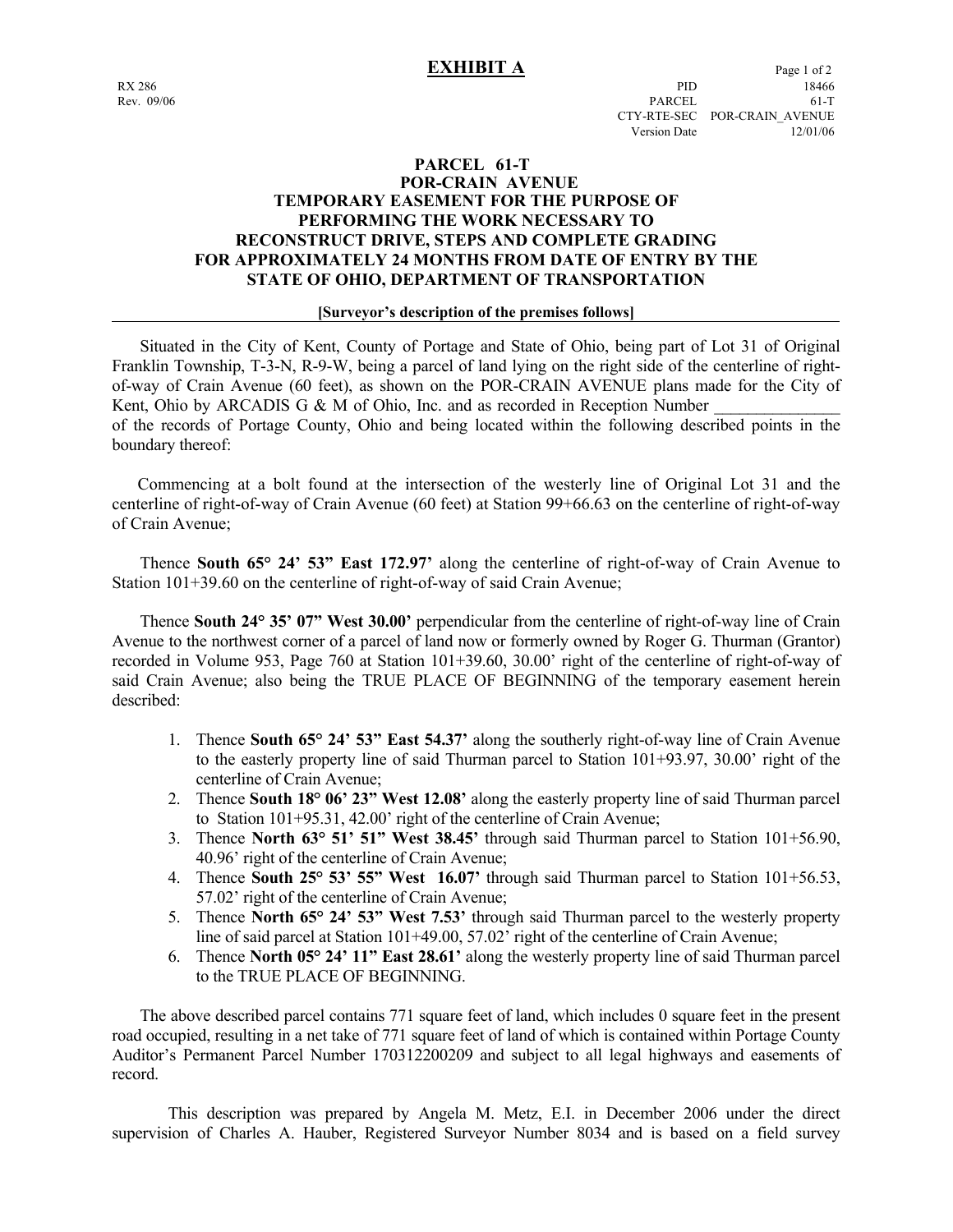# EXHIBIT A

RX 286
Rev. 09/06

PID 18466
PARCEL 61-T
CTY-RTE-SEC POR-CRAIN_AVENUE
Version Date 12/01/06

## PARCEL 61-T
## POR-CRAIN AVENUE
## TEMPORARY EASEMENT FOR THE PURPOSE OF PERFORMING THE WORK NECESSARY TO RECONSTRUCT DRIVE, STEPS AND COMPLETE GRADING FOR APPROXIMATELY 24 MONTHS FROM DATE OF ENTRY BY THE STATE OF OHIO, DEPARTMENT OF TRANSPORTATION

**[Surveyor's description of the premises follows]**

---

Situated in the City of Kent, County of Portage and State of Ohio, being part of Lot 31 of Original Franklin Township, T-3-N, R-9-W, being a parcel of land lying on the right side of the centerline of right-of-way of Crain Avenue (60 feet), as shown on the POR-CRAIN AVENUE plans made for the City of Kent, Ohio by ARCADIS G & M of Ohio, Inc. and as recorded in Reception Number _______________ of the records of Portage County, Ohio and being located within the following described points in the boundary thereof:

Commencing at a bolt found at the intersection of the westerly line of Original Lot 31 and the centerline of right-of-way of Crain Avenue (60 feet) at Station 99+66.63 on the centerline of right-of-way of Crain Avenue;

Thence **South 65° 24' 53" East 172.97'** along the centerline of right-of-way of Crain Avenue to Station 101+39.60 on the centerline of right-of-way of said Crain Avenue;

Thence **South 24° 35' 07" West 30.00'** perpendicular from the centerline of right-of-way line of Crain Avenue to the northwest corner of a parcel of land now or formerly owned by Roger G. Thurman (Grantor) recorded in Volume 953, Page 760 at Station 101+39.60, 30.00' right of the centerline of right-of-way of said Crain Avenue; also being the TRUE PLACE OF BEGINNING of the temporary easement herein described:

1. Thence **South 65° 24' 53" East 54.37'** along the southerly right-of-way line of Crain Avenue to the easterly property line of said Thurman parcel to Station 101+93.97, 30.00' right of the centerline of Crain Avenue;
2. Thence **South 18° 06' 23" West 12.08'** along the easterly property line of said Thurman parcel to Station 101+95.31, 42.00' right of the centerline of Crain Avenue;
3. Thence **North 63° 51' 51" West 38.45'** through said Thurman parcel to Station 101+56.90, 40.96' right of the centerline of Crain Avenue;
4. Thence **South 25° 53' 55" West 16.07'** through said Thurman parcel to Station 101+56.53, 57.02' right of the centerline of Crain Avenue;
5. Thence **North 65° 24' 53" West 7.53'** through said Thurman parcel to the westerly property line of said parcel at Station 101+49.00, 57.02' right of the centerline of Crain Avenue;
6. Thence **North 05° 24' 11" East 28.61'** along the westerly property line of said Thurman parcel to the TRUE PLACE OF BEGINNING.

The above described parcel contains 771 square feet of land, which includes 0 square feet in the present road occupied, resulting in a net take of 771 square feet of land of which is contained within Portage County Auditor's Permanent Parcel Number 170312200209 and subject to all legal highways and easements of record.

This description was prepared by Angela M. Metz, E.I. in December 2006 under the direct supervision of Charles A. Hauber, Registered Surveyor Number 8034 and is based on a field survey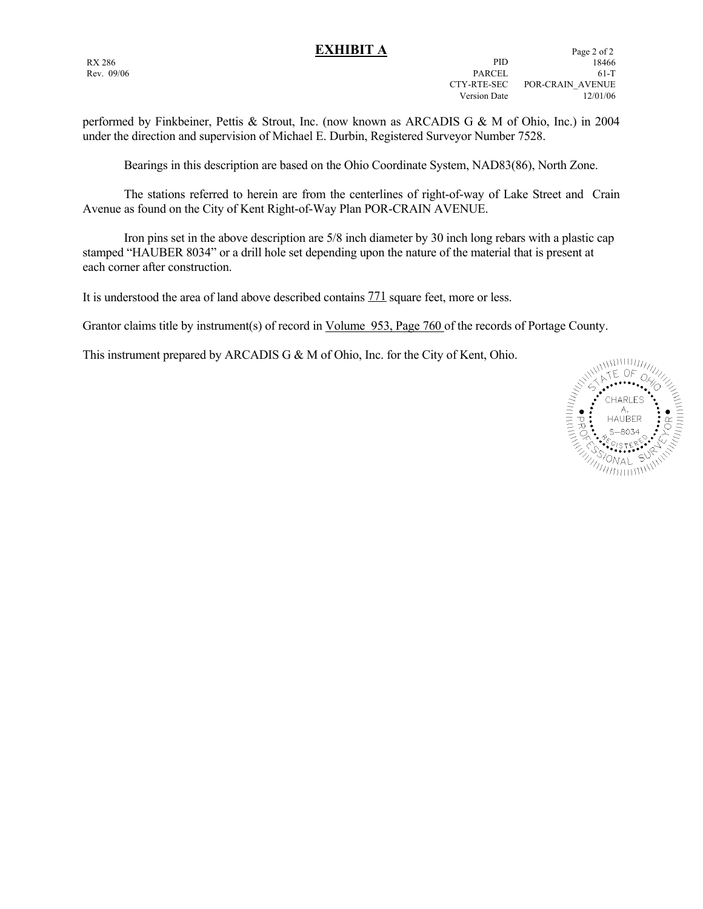# EXHIBIT A

RX 286
Rev. 09/06

| | |
|---|---|
| PID | 18466 |
| PARCEL | 61-T |
| CTY-RTE-SEC | POR-CRAIN_AVENUE |
| Version Date | 12/01/06 |

performed by Finkbeiner, Pettis & Strout, Inc. (now known as ARCADIS G & M of Ohio, Inc.) in 2004 under the direction and supervision of Michael E. Durbin, Registered Surveyor Number 7528.

Bearings in this description are based on the Ohio Coordinate System, NAD83(86), North Zone.

The stations referred to herein are from the centerlines of right-of-way of Lake Street and Crain Avenue as found on the City of Kent Right-of-Way Plan POR-CRAIN AVENUE.

Iron pins set in the above description are 5/8 inch diameter by 30 inch long rebars with a plastic cap stamped "HAUBER 8034" or a drill hole set depending upon the nature of the material that is present at each corner after construction.

It is understood the area of land above described contains 771 square feet, more or less.

Grantor claims title by instrument(s) of record in Volume 953, Page 760 of the records of Portage County.

This instrument prepared by ARCADIS G & M of Ohio, Inc. for the City of Kent, Ohio.

STATE OF OHIO
CHARLES A. HAUBER
S-8034
REGISTERED
PROFESSIONAL SURVEYOR